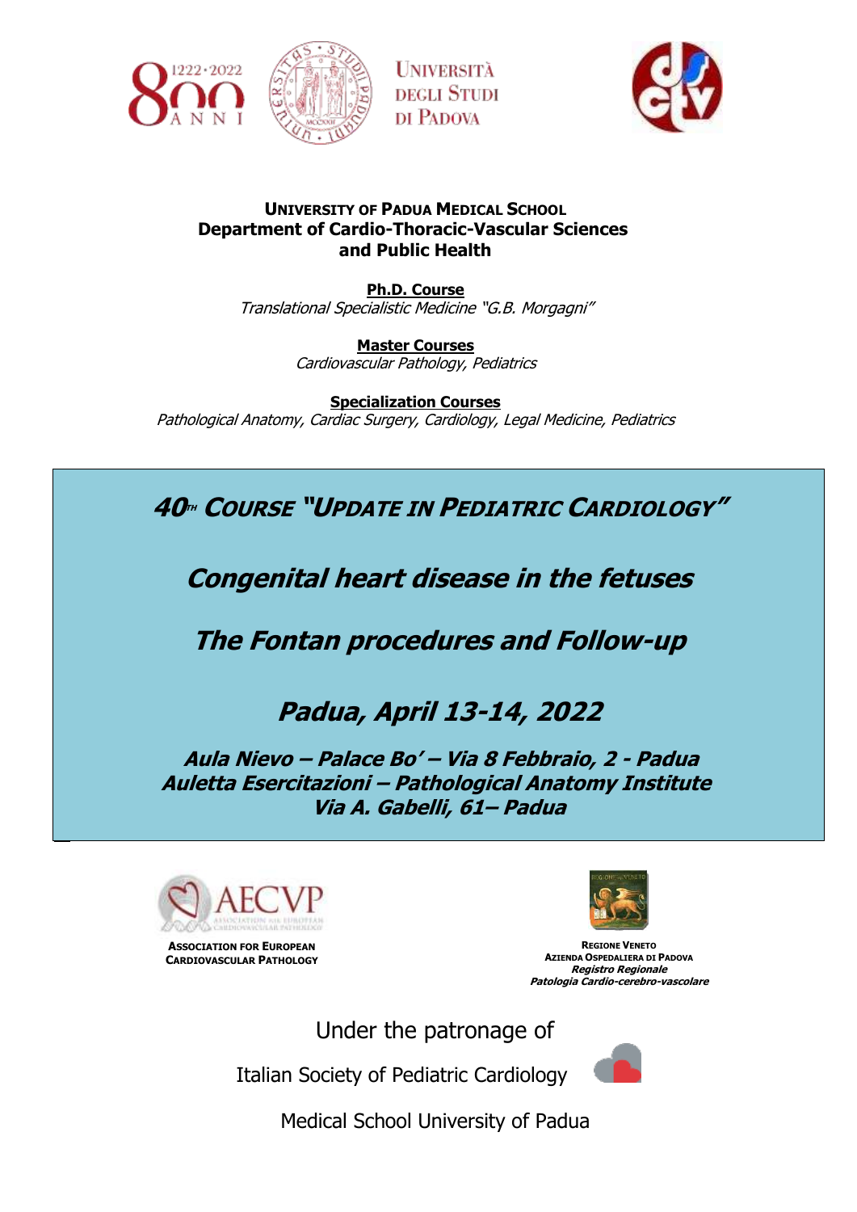UNIVERSITÀ DEGLI STUDI DI PADOVA

**UNIVERSITY OF PADUA MEDICAL SCHOOL**
**Department of Cardio-Thoracic-Vascular Sciences and Public Health**

**Ph.D. Course**
*Translational Specialistic Medicine "G.B. Morgagni"*

**Master Courses**
*Cardiovascular Pathology, Pediatrics*

**Specialization Courses**
*Pathological Anatomy, Cardiac Surgery, Cardiology, Legal Medicine, Pediatrics*

# 40TH COURSE "UPDATE IN PEDIATRIC CARDIOLOGY"

## Congenital heart disease in the fetuses

## The Fontan procedures and Follow-up

## Padua, April 13-14, 2022

***Aula Nievo – Palace Bo' – Via 8 Febbraio, 2 - Padua***
***Auletta Esercitazioni – Pathological Anatomy Institute***
***Via A. Gabelli, 61– Padua***

**ASSOCIATION FOR EUROPEAN CARDIOVASCULAR PATHOLOGY**

**REGIONE VENETO**
**AZIENDA OSPEDALIERA DI PADOVA**
***Registro Regionale***
***Patologia Cardio-cerebro-vascolare***

Under the patronage of

Italian Society of Pediatric Cardiology

Medical School University of Padua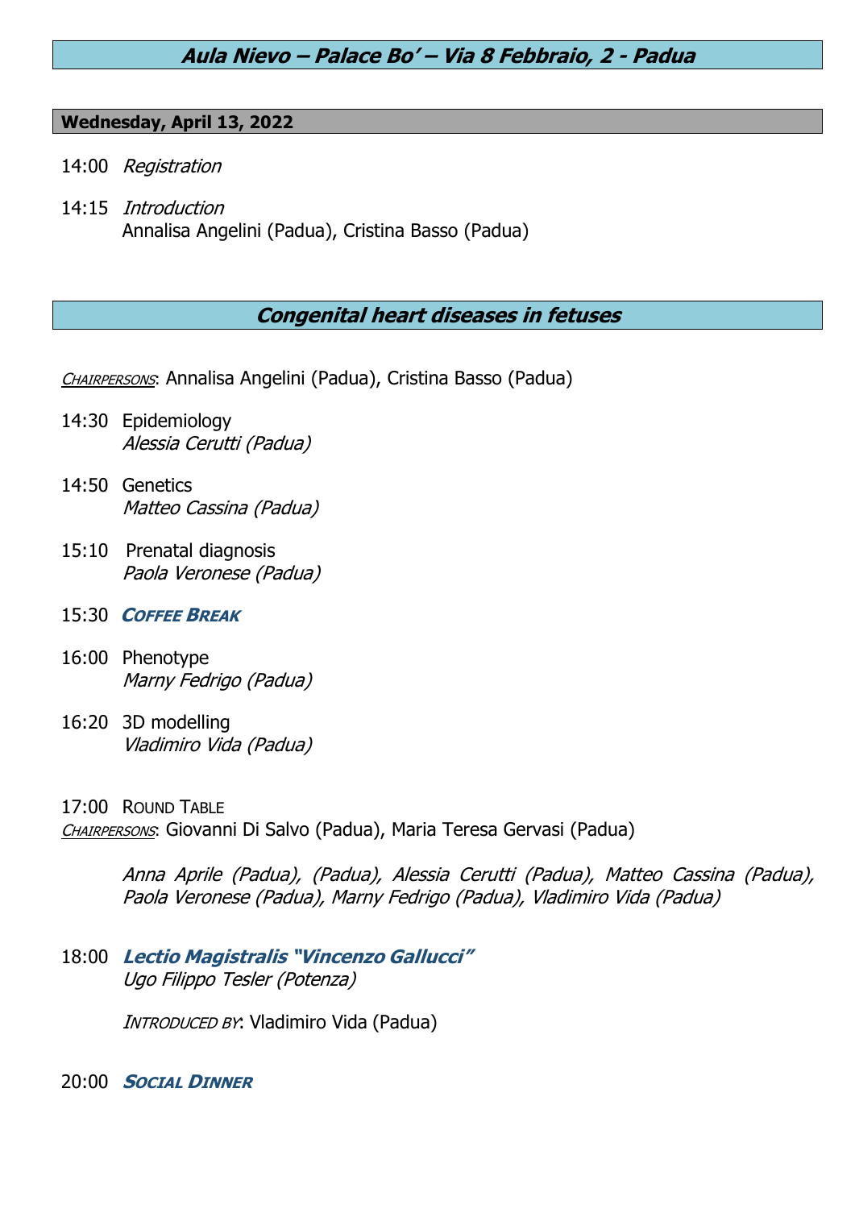## *Aula Nievo – Palace Bo' – Via 8 Febbraio, 2 - Padua*

**Wednesday, April 13, 2022**

14:00 *Registration*

14:15 *Introduction*
Annalisa Angelini (Padua), Cristina Basso (Padua)

## *Congenital heart diseases in fetuses*

*Chairpersons*: Annalisa Angelini (Padua), Cristina Basso (Padua)

14:30 Epidemiology
*Alessia Cerutti (Padua)*

14:50 Genetics
*Matteo Cassina (Padua)*

15:10 Prenatal diagnosis
*Paola Veronese (Padua)*

15:30 ***Coffee Break***

16:00 Phenotype
*Marny Fedrigo (Padua)*

16:20 3D modelling
*Vladimiro Vida (Padua)*

17:00 Round Table
*Chairpersons*: Giovanni Di Salvo (Padua), Maria Teresa Gervasi (Padua)

*Anna Aprile (Padua), (Padua), Alessia Cerutti (Padua), Matteo Cassina (Padua), Paola Veronese (Padua), Marny Fedrigo (Padua), Vladimiro Vida (Padua)*

18:00 ***Lectio Magistralis "Vincenzo Gallucci"***
*Ugo Filippo Tesler (Potenza)*

*Introduced by*: Vladimiro Vida (Padua)

20:00 ***Social Dinner***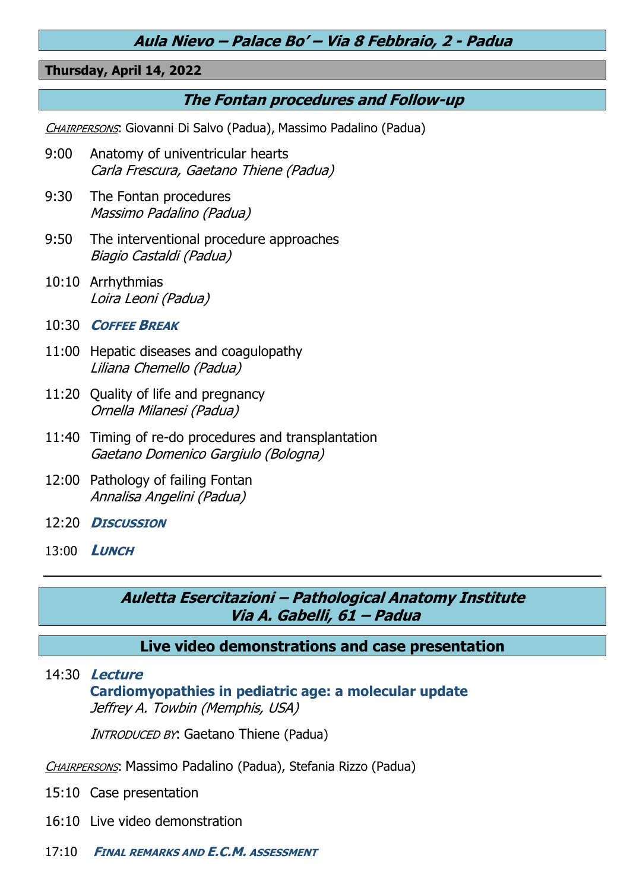## *Aula Nievo – Palace Bo' – Via 8 Febbraio, 2 - Padua*

**Thursday, April 14, 2022**

### *The Fontan procedures and Follow-up*

*Chairpersons*: Giovanni Di Salvo (Padua), Massimo Padalino (Padua)

9:00 Anatomy of univentricular hearts
*Carla Frescura, Gaetano Thiene (Padua)*

9:30 The Fontan procedures
*Massimo Padalino (Padua)*

9:50 The interventional procedure approaches
*Biagio Castaldi (Padua)*

10:10 Arrhythmias
*Loira Leoni (Padua)*

10:30 ***Coffee Break***

11:00 Hepatic diseases and coagulopathy
*Liliana Chemello (Padua)*

11:20 Quality of life and pregnancy
*Ornella Milanesi (Padua)*

11:40 Timing of re-do procedures and transplantation
*Gaetano Domenico Gargiulo (Bologna)*

12:00 Pathology of failing Fontan
*Annalisa Angelini (Padua)*

12:20 ***Discussion***

13:00 ***Lunch***

---

## *Auletta Esercitazioni – Pathological Anatomy Institute Via A. Gabelli, 61 – Padua*

### Live video demonstrations and case presentation

14:30 ***Lecture***
**Cardiomyopathies in pediatric age: a molecular update**
*Jeffrey A. Towbin (Memphis, USA)*

*Introduced by*: Gaetano Thiene (Padua)

*Chairpersons*: Massimo Padalino (Padua), Stefania Rizzo (Padua)

15:10 Case presentation

16:10 Live video demonstration

17:10 ***Final remarks and E.C.M. assessment***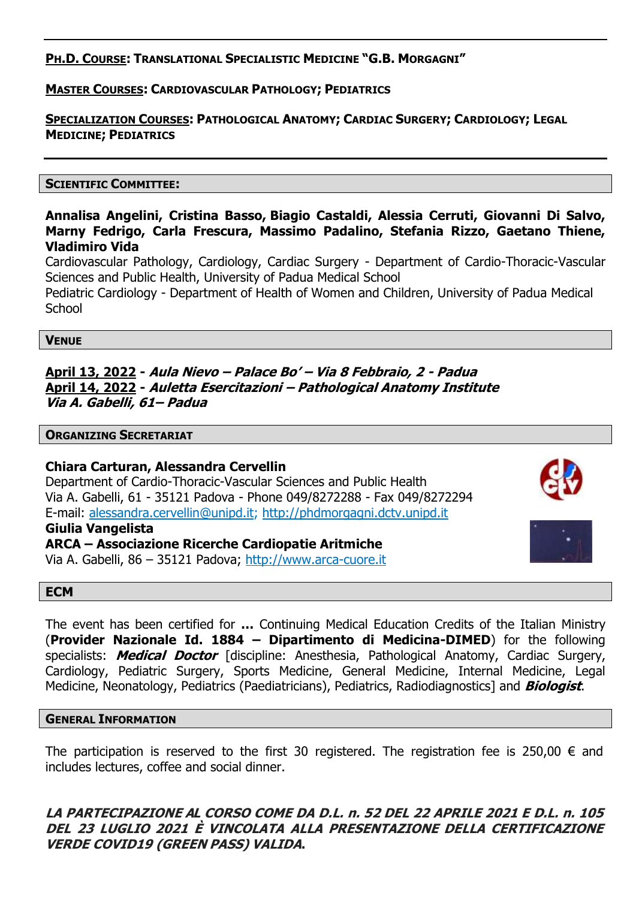**<u>Ph.D. Course</u>: Translational Specialistic Medicine "G.B. Morgagni"**

**<u>Master Courses</u>: Cardiovascular Pathology; Pediatrics**

**<u>Specialization Courses</u>: Pathological Anatomy; Cardiac Surgery; Cardiology; Legal Medicine; Pediatrics**

---

## Scientific Committee:

**Annalisa Angelini, Cristina Basso, Biagio Castaldi, Alessia Cerruti, Giovanni Di Salvo, Marny Fedrigo, Carla Frescura, Massimo Padalino, Stefania Rizzo, Gaetano Thiene, Vladimiro Vida**
Cardiovascular Pathology, Cardiology, Cardiac Surgery - Department of Cardio-Thoracic-Vascular Sciences and Public Health, University of Padua Medical School
Pediatric Cardiology - Department of Health of Women and Children, University of Padua Medical School

## Venue

**<u>April 13, 2022</u> -** ***Aula Nievo – Palace Bo' – Via 8 Febbraio, 2 - Padua***
**<u>April 14, 2022</u> -** ***Auletta Esercitazioni – Pathological Anatomy Institute Via A. Gabelli, 61– Padua***

## Organizing Secretariat

**Chiara Carturan, Alessandra Cervellin**
Department of Cardio-Thoracic-Vascular Sciences and Public Health
Via A. Gabelli, 61 - 35121 Padova - Phone 049/8272288 - Fax 049/8272294
E-mail: alessandra.cervellin@unipd.it; http://phdmorgagni.dctv.unipd.it
**Giulia Vangelista**
**ARCA – Associazione Ricerche Cardiopatie Aritmiche**
Via A. Gabelli, 86 – 35121 Padova; http://www.arca-cuore.it

## ECM

The event has been certified for **…** Continuing Medical Education Credits of the Italian Ministry (**Provider Nazionale Id. 1884 – Dipartimento di Medicina-DIMED**) for the following specialists: ***Medical Doctor*** [discipline: Anesthesia, Pathological Anatomy, Cardiac Surgery, Cardiology, Pediatric Surgery, Sports Medicine, General Medicine, Internal Medicine, Legal Medicine, Neonatology, Pediatrics (Paediatricians), Pediatrics, Radiodiagnostics] and ***Biologist***.

## General Information

The participation is reserved to the first 30 registered. The registration fee is 250,00 € and includes lectures, coffee and social dinner.

***LA PARTECIPAZIONE AL CORSO COME DA D.L. n. 52 DEL 22 APRILE 2021 E D.L. n. 105 DEL 23 LUGLIO 2021 È VINCOLATA ALLA PRESENTAZIONE DELLA CERTIFICAZIONE VERDE COVID19 (GREEN PASS) VALIDA.***